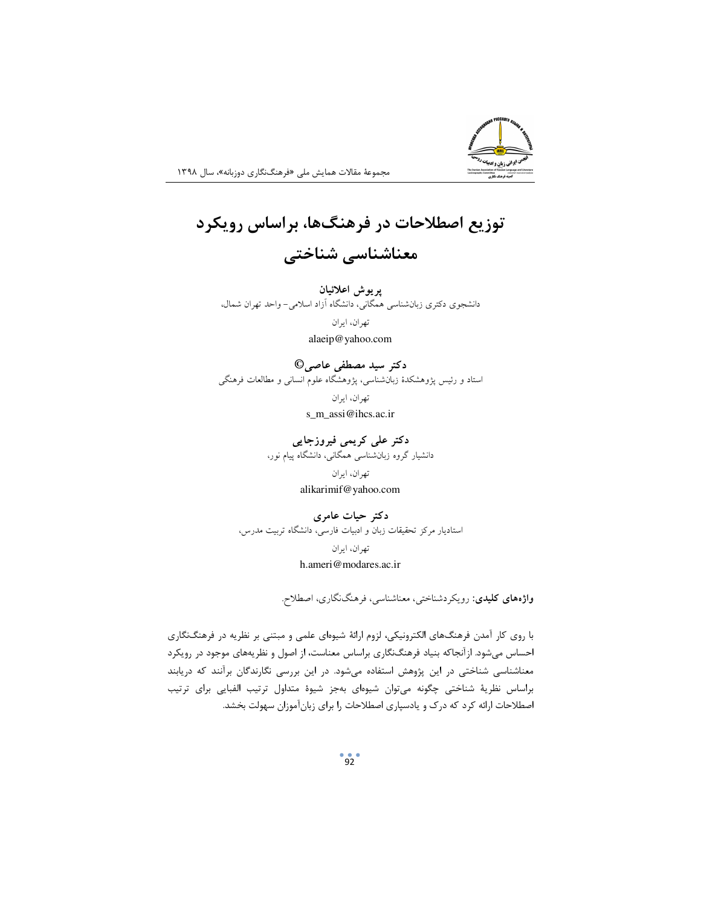# توزیع اصطلاحات در فرهنگ‌ها، براساس رویکرد معناشناسی شناختی

**پریوش اعلائیان**

دانشجوی دکتری زبان‌شناسی همگانی، دانشگاه آزاد اسلامی– واحد تهران شمال،

تهران، ایران

alaeip@yahoo.com

**دکتر سید مصطفی عاصی©**

استاد و رئیس پژوهشکدهٔ زبان‌شناسی، پژوهشگاه علوم انسانی و مطالعات فرهنگی

تهران، ایران

s_m_assi@ihcs.ac.ir

**دکتر علی کریمی فیروزجایی**

دانشیار گروه زبان‌شناسی همگانی، دانشگاه پیام نور،

تهران، ایران

alikarimif@yahoo.com

**دکتر حیات عامری**

استادیار مرکز تحقیقات زبان و ادبیات فارسی، دانشگاه تربیت مدرس،

تهران، ایران

h.ameri@modares.ac.ir

**واژه‌های کلیدی:** رویکردشناختی، معناشناسی، فرهنگ‌نگاری، اصطلاح.

با روی کار آمدن فرهنگ‌های الکترونیکی، لزوم ارائهٔ شیوه‌ای علمی و مبتنی بر نظریه در فرهنگ‌نگاری احساس می‌شود. ازآنجاکه بنیاد فرهنگ‌نگاری براساس معناست، از اصول و نظریه‌های موجود در رویکرد معناشناسی شناختی در این پژوهش استفاده می‌شود. در این بررسی نگارندگان برآنند که دریابند براساس نظریهٔ شناختی چگونه می‌توان شیوه‌ای به‌جز شیوهٔ متداول ترتیب الفبایی برای ترتیب اصطلاحات ارائه کرد که درک و یادسپاری اصطلاحات را برای زبان‌آموزان سهولت بخشد.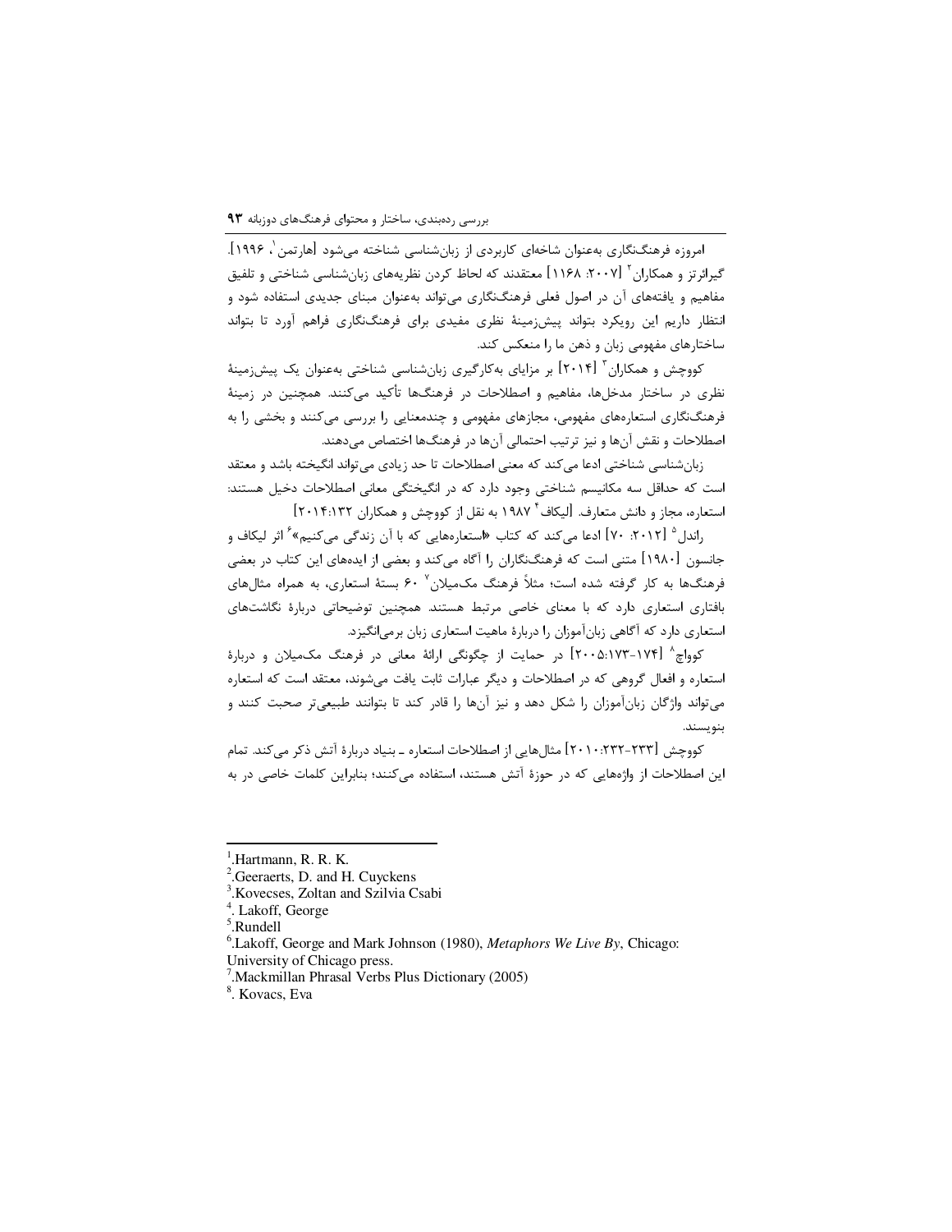امروزه فرهنگ‌نگاری به‌عنوان شاخه‌ای کاربردی از زبان‌شناسی شناخته می‌شود [هارتمن[1]، ۱۹۹۶]. گیرائرتز و همکاران[2] [۲۰۰۷: ۱۱۶۸] معتقدند که لحاظ کردن نظریه‌های زبان‌شناسی شناختی و تلفیق مفاهیم و یافته‌های آن در اصول فعلی فرهنگ‌نگاری می‌تواند به‌عنوان مبنای جدیدی استفاده شود و انتظار داریم این رویکرد بتواند پیش‌زمینهٔ نظری مفیدی برای فرهنگ‌نگاری فراهم آورد تا بتواند ساختارهای مفهومی زبان و ذهن ما را منعکس کند.

کووچش و همکاران[3] [۲۰۱۴] بر مزایای به‌کارگیری زبان‌شناسی شناختی به‌عنوان یک پیش‌زمینهٔ نظری در ساختار مدخل‌ها، مفاهیم و اصطلاحات در فرهنگ‌ها تأکید می‌کنند. همچنین در زمینهٔ فرهنگ‌نگاری استعاره‌های مفهومی، مجازهای مفهومی و چندمعنایی را بررسی می‌کنند و بخشی را به اصطلاحات و نقش آن‌ها و نیز ترتیب احتمالی آن‌ها در فرهنگ‌ها اختصاص می‌دهند.

زبان‌شناسی شناختی ادعا می‌کند که معنی اصطلاحات تا حد زیادی می‌تواند انگیخته باشد و معتقد است که حداقل سه مکانیسم شناختی وجود دارد که در انگیختگی معانی اصطلاحات دخیل هستند: استعاره، مجاز و دانش متعارف. [لیکاف[4] ۱۹۸۷ به نقل از کووچش و همکاران ۲۰۱۴:۱۳۲]

راندل[5] [۲۰۱۲: ۷۰] ادعا می‌کند که کتاب «استعاره‌هایی که با آن زندگی می‌کنیم»[6] اثر لیکاف و جانسون [۱۹۸۰] متنی است که فرهنگ‌نگاران را آگاه می‌کند و بعضی از ایده‌های این کتاب در بعضی فرهنگ‌ها به کار گرفته شده است؛ مثلاً فرهنگ مک‌میلان[7] ۶۰ بستهٔ استعاری، به همراه مثال‌های بافتاری استعاری دارد که با معنای خاصی مرتبط هستند. همچنین توضیحاتی دربارهٔ نگاشت‌های استعاری دارد که آگاهی زبان‌آموزان را دربارهٔ ماهیت استعاری زبان برمی‌انگیزد.

کوواچ[8] [۱۷۴-۲۰۰۵:۱۷۳] در حمایت از چگونگی ارائهٔ معانی در فرهنگ مک‌میلان و دربارهٔ استعاره و افعال گروهی که در اصطلاحات و دیگر عبارات ثابت یافت می‌شوند، معتقد است که استعاره می‌تواند واژگان زبان‌آموزان را شکل دهد و نیز آن‌ها را قادر کند تا بتوانند طبیعی‌تر صحبت کنند و بنویسند.

کووچش [۲۳۳-۲۰۱۰:۲۳۲] مثال‌هایی از اصطلاحات استعاره ـ بنیاد دربارهٔ آتش ذکر می‌کند. تمام این اصطلاحات از واژه‌هایی که در حوزهٔ آتش هستند، استفاده می‌کنند؛ بنابراین کلمات خاصی در به

---

1. Hartmann, R. R. K.
2. Geeraerts, D. and H. Cuyckens
3. Kovecses, Zoltan and Szilvia Csabi
4. Lakoff, George
5. Rundell
6. Lakoff, George and Mark Johnson (1980), *Metaphors We Live By*, Chicago: University of Chicago press.
7. Mackmillan Phrasal Verbs Plus Dictionary (2005)
8. Kovacs, Eva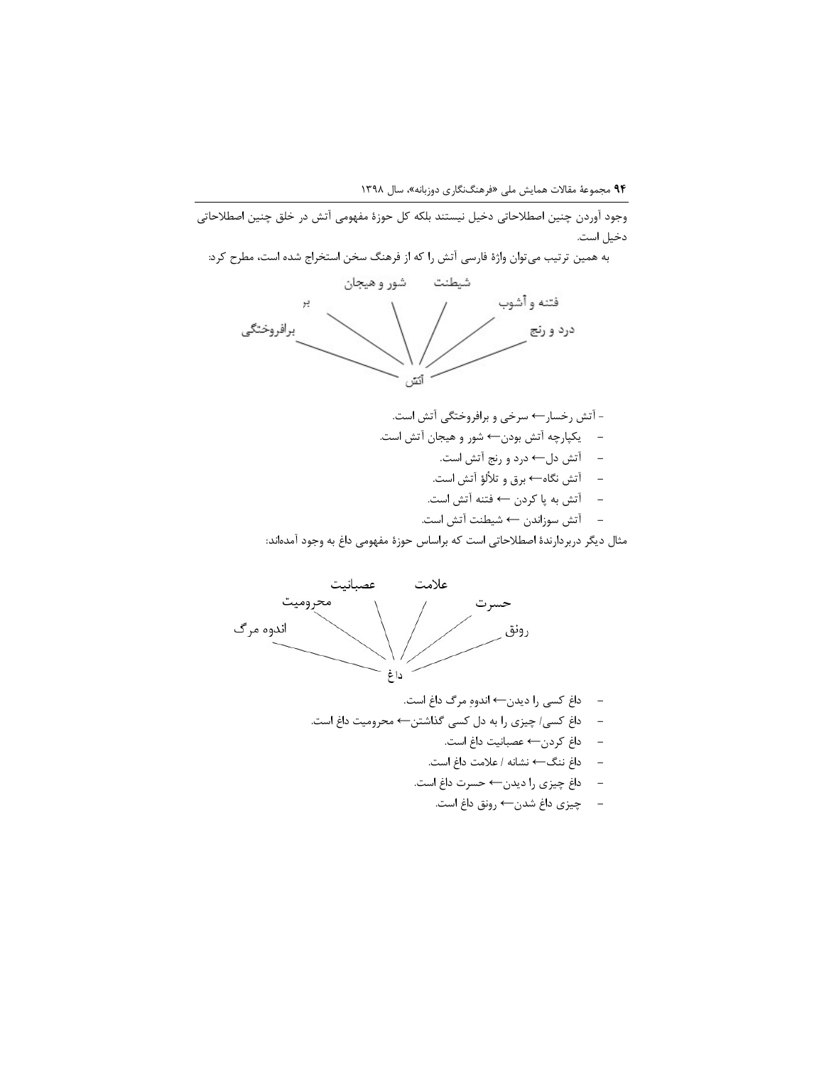وجود آوردن چنین اصطلاحاتی دخیل نیستند بلکه کل حوزهٔ مفهومی آتش در خلق چنین اصطلاحاتی دخیل است.

به همین ترتیب می‌توان واژهٔ فارسی آتش را که از فرهنگ سخن استخراج شده است، مطرح کرد:

آتش: برافروختگی، بر، شور و هیجان، شیطنت، فتنه و آشوب، درد و رنج

- آتش رخسار← سرخی و برافروختگی آتش است.
- یکپارچه آتش بودن← شور و هیجان آتش است.
- آتش دل← درد و رنج آتش است.
- آتش نگاه← برق و تلألؤ آتش است.
- آتش به پا کردن ← فتنه آتش است.
- آتش سوزاندن ← شیطنت آتش است.

مثال دیگر دربردارندهٔ اصطلاحاتی است که براساس حوزهٔ مفهومی داغ به وجود آمده‌اند:

داغ: اندوه مرگ، محرومیت، عصبانیت، علامت، حسرت، رونق

- داغ کسی را دیدن← اندوهِ مرگ داغ است.
- داغ کسی/ چیزی را به دل کسی گذاشتن← محرومیت داغ است.
- داغ کردن← عصبانیت داغ است.
- داغ ننگ← نشانه / علامت داغ است.
- داغ چیزی را دیدن← حسرت داغ است.
- چیزی داغ شدن← رونق داغ است.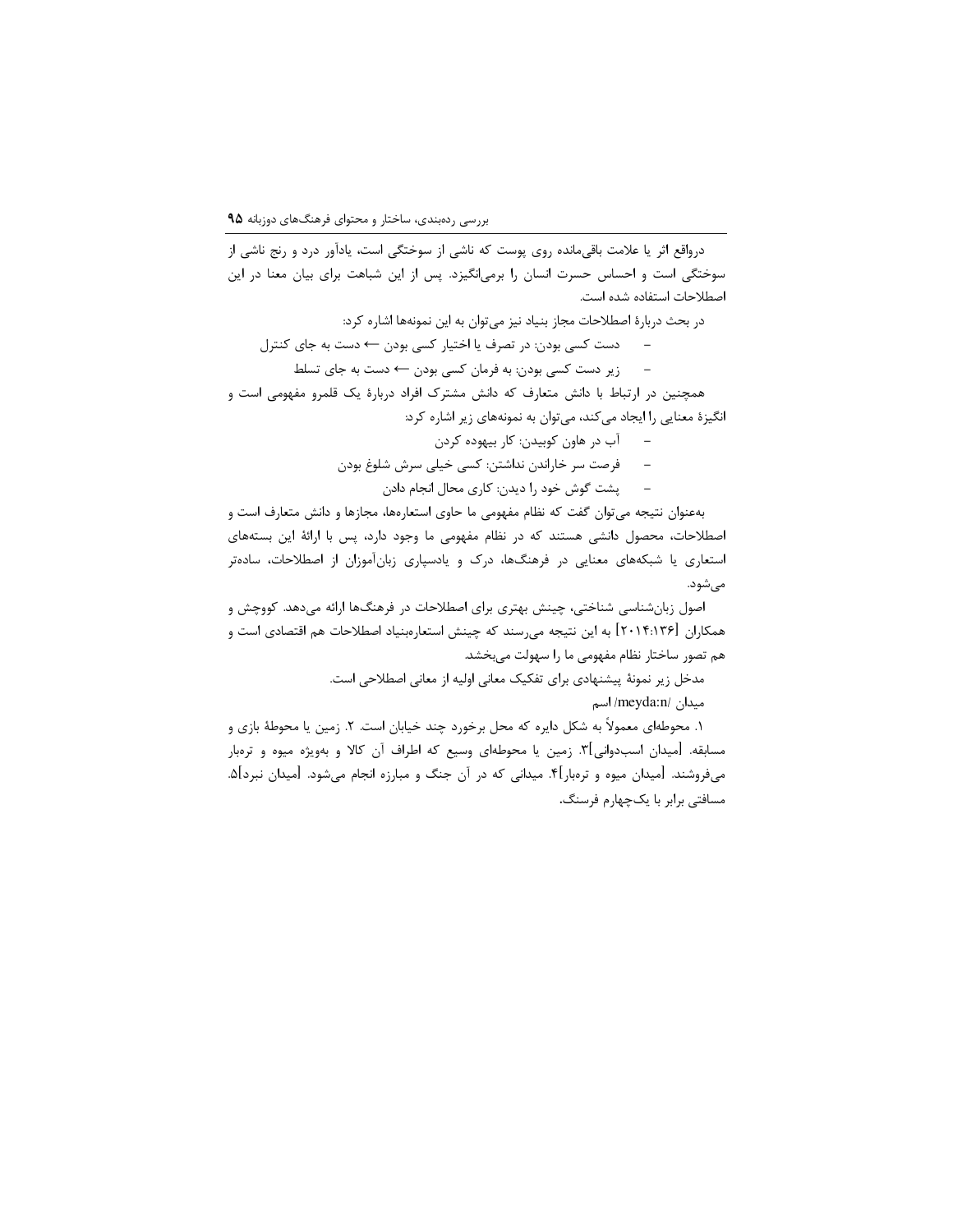درواقع اثر یا علامت باقی‌مانده روی پوست که ناشی از سوختگی است، یادآور درد و رنج ناشی از سوختگی است و احساس حسرت انسان را برمی‌انگیزد. پس از این شباهت برای بیان معنا در این اصطلاحات استفاده شده است.

در بحث دربارهٔ اصطلاحات مجاز بنیاد نیز می‌توان به این نمونه‌ها اشاره کرد:

- دست کسی بودن: در تصرف یا اختیار کسی بودن ← دست به جای کنترل
- زیر دست کسی بودن: به فرمان کسی بودن ← دست به جای تسلط

همچنین در ارتباط با دانش متعارف که دانش مشترک افراد دربارهٔ یک قلمرو مفهومی است و انگیزهٔ معنایی را ایجاد می‌کند، می‌توان به نمونه‌های زیر اشاره کرد:

- آب در هاون کوبیدن: کار بیهوده کردن
- فرصت سر خاراندن نداشتن: کسی خیلی سرش شلوغ بودن
- پشت گوش خود را دیدن: کاری محال انجام دادن

به‌عنوان نتیجه می‌توان گفت که نظام مفهومی ما حاوی استعاره‌ها، مجازها و دانش متعارف است و اصطلاحات، محصول دانشی هستند که در نظام مفهومی ما وجود دارد، پس با ارائهٔ این بسته‌های استعاری یا شبکه‌های معنایی در فرهنگ‌ها، درک و یادسپاری زبان‌آموزان از اصطلاحات، ساده‌تر می‌شود.

اصول زبان‌شناسی شناختی، چینش بهتری برای اصطلاحات در فرهنگ‌ها ارائه می‌دهد. کووچش و همکاران [۲۰۱۴:۱۳۶] به این نتیجه می‌رسند که چینش استعاره‌بنیاد اصطلاحات هم اقتصادی است و هم تصور ساختار نظام مفهومی ما را سهولت می‌بخشد.

مدخل زیر نمونهٔ پیشنهادی برای تفکیک معانی اولیه از معانی اصطلاحی است.

میدان /meyda:n/ اسم

۱. محوطه‌ای معمولاً به شکل دایره که محل برخورد چند خیابان است. ۲. زمین یا محوطهٔ بازی و مسابقه. [میدان اسب‌دوانی]۳. زمین یا محوطه‌ای وسیع که اطراف آن کالا و به‌ویژه میوه و تره‌بار می‌فروشند. [میدان میوه و تره‌بار]۴. میدانی که در آن جنگ و مبارزه انجام می‌شود. [میدان نبرد]۵. مسافتی برابر با یک‌چهارم فرسنگ.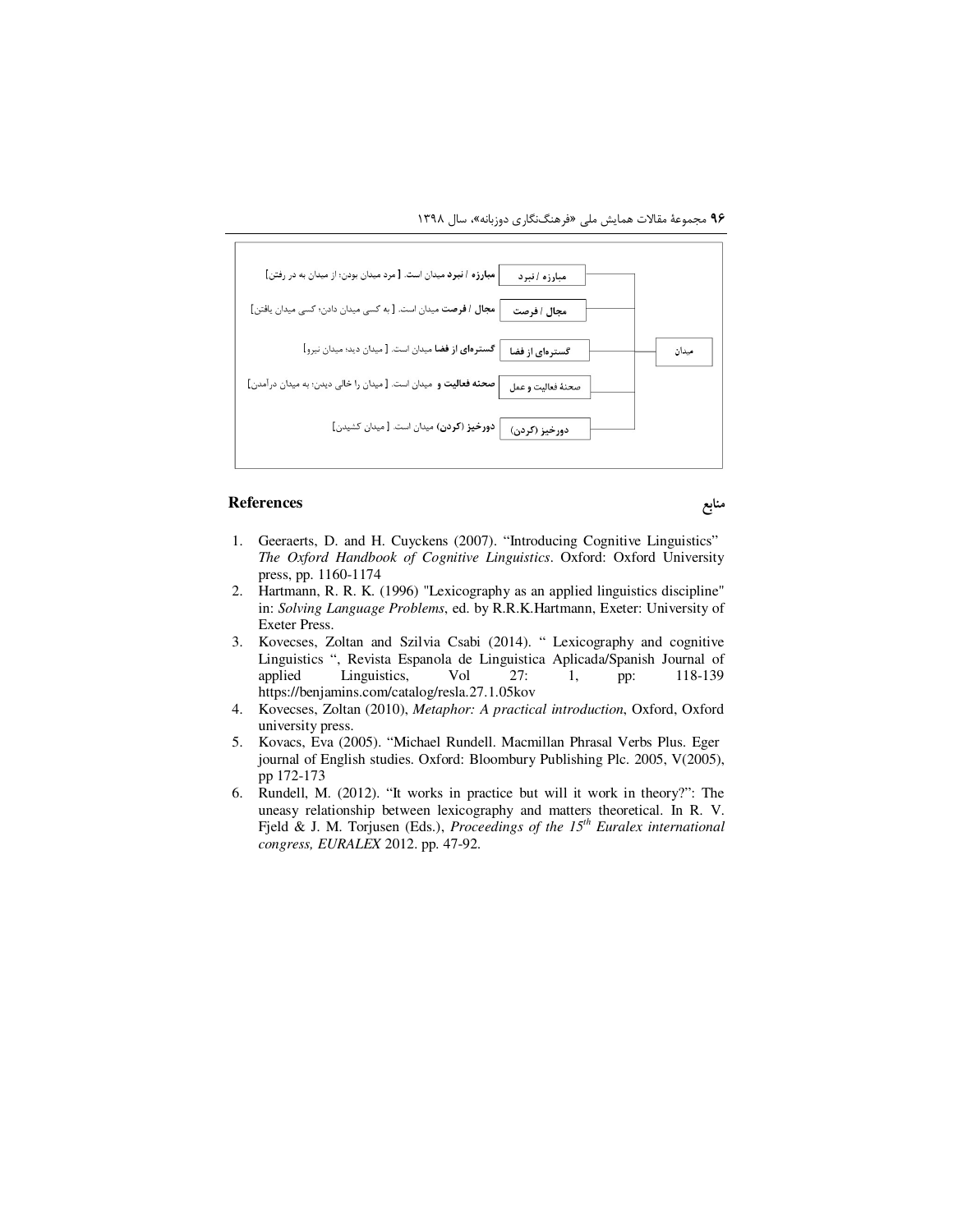مبارزه / نبرد میدان است. [ مرد میدان بودن؛ از میدان به در رفتن]

مجال / فرصت میدان است. [ به کسی میدان دادن؛ کسی میدان یافتن]

گستره‌ای از فضا میدان است. [ میدان دید؛ میدان نیرو]

صحنه فعالیت و میدان است. [ میدان را خالی دیدن؛ به میدان درآمدن]

دورخیز (کردن) میدان است. [ میدان کشیدن]

مبارزه / نبرد

مجال / فرصت

گستره‌ای از فضا

صحنهٔ فعالیت و عمل

دورخیز (کردن)

میدان

## References

## منابع

1. Geeraerts, D. and H. Cuyckens (2007). "Introducing Cognitive Linguistics" *The Oxford Handbook of Cognitive Linguistics*. Oxford: Oxford University press, pp. 1160-1174
2. Hartmann, R. R. K. (1996) "Lexicography as an applied linguistics discipline" in: *Solving Language Problems*, ed. by R.R.K.Hartmann, Exeter: University of Exeter Press.
3. Kovecses, Zoltan and Szilvia Csabi (2014). " Lexicography and cognitive Linguistics ", Revista Espanola de Linguistica Aplicada/Spanish Journal of applied Linguistics, Vol 27: 1, pp: 118-139 https://benjamins.com/catalog/resla.27.1.05kov
4. Kovecses, Zoltan (2010), *Metaphor: A practical introduction*, Oxford, Oxford university press.
5. Kovacs, Eva (2005). "Michael Rundell. Macmillan Phrasal Verbs Plus. Eger journal of English studies. Oxford: Bloombury Publishing Plc. 2005, V(2005), pp 172-173
6. Rundell, M. (2012). "It works in practice but will it work in theory?": The uneasy relationship between lexicography and matters theoretical. In R. V. Fjeld & J. M. Torjusen (Eds.), *Proceedings of the 15th Euralex international congress, EURALEX* 2012. pp. 47-92.